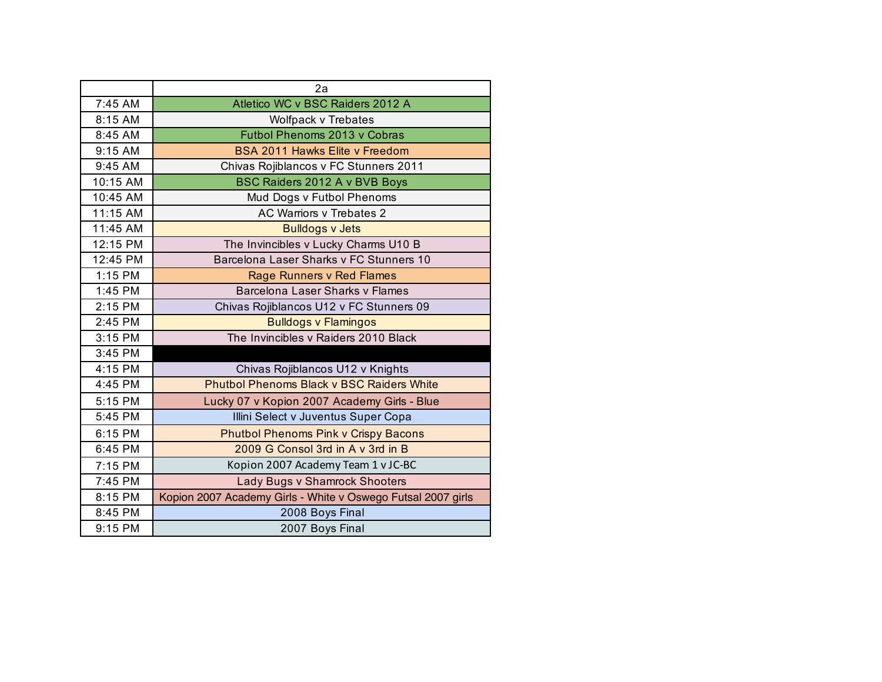| | 2a |
|---|---|
| 7:45 AM | Atletico WC v BSC Raiders 2012 A |
| 8:15 AM | Wolfpack v Trebates |
| 8:45 AM | Futbol Phenoms 2013 v Cobras |
| 9:15 AM | BSA 2011 Hawks Elite v Freedom |
| 9:45 AM | Chivas Rojiblancos v FC Stunners 2011 |
| 10:15 AM | BSC Raiders 2012 A v BVB Boys |
| 10:45 AM | Mud Dogs v Futbol Phenoms |
| 11:15 AM | AC Warriors v Trebates 2 |
| 11:45 AM | Bulldogs v Jets |
| 12:15 PM | The Invincibles v Lucky Charms U10 B |
| 12:45 PM | Barcelona Laser Sharks v FC Stunners 10 |
| 1:15 PM | Rage Runners v Red Flames |
| 1:45 PM | Barcelona Laser Sharks v Flames |
| 2:15 PM | Chivas Rojiblancos U12 v FC Stunners 09 |
| 2:45 PM | Bulldogs v Flamingos |
| 3:15 PM | The Invincibles v Raiders 2010 Black |
| 3:45 PM | |
| 4:15 PM | Chivas Rojiblancos U12 v Knights |
| 4:45 PM | Phutbol Phenoms Black v BSC Raiders White |
| 5:15 PM | Lucky 07 v Kopion 2007 Academy Girls - Blue |
| 5:45 PM | Illini Select v Juventus Super Copa |
| 6:15 PM | Phutbol Phenoms Pink v Crispy Bacons |
| 6:45 PM | 2009 G Consol 3rd in A v 3rd in B |
| 7:15 PM | Kopion 2007 Academy Team 1 v JC-BC |
| 7:45 PM | Lady Bugs v Shamrock Shooters |
| 8:15 PM | Kopion 2007 Academy Girls - White v Oswego Futsal 2007 girls |
| 8:45 PM | 2008 Boys Final |
| 9:15 PM | 2007 Boys Final |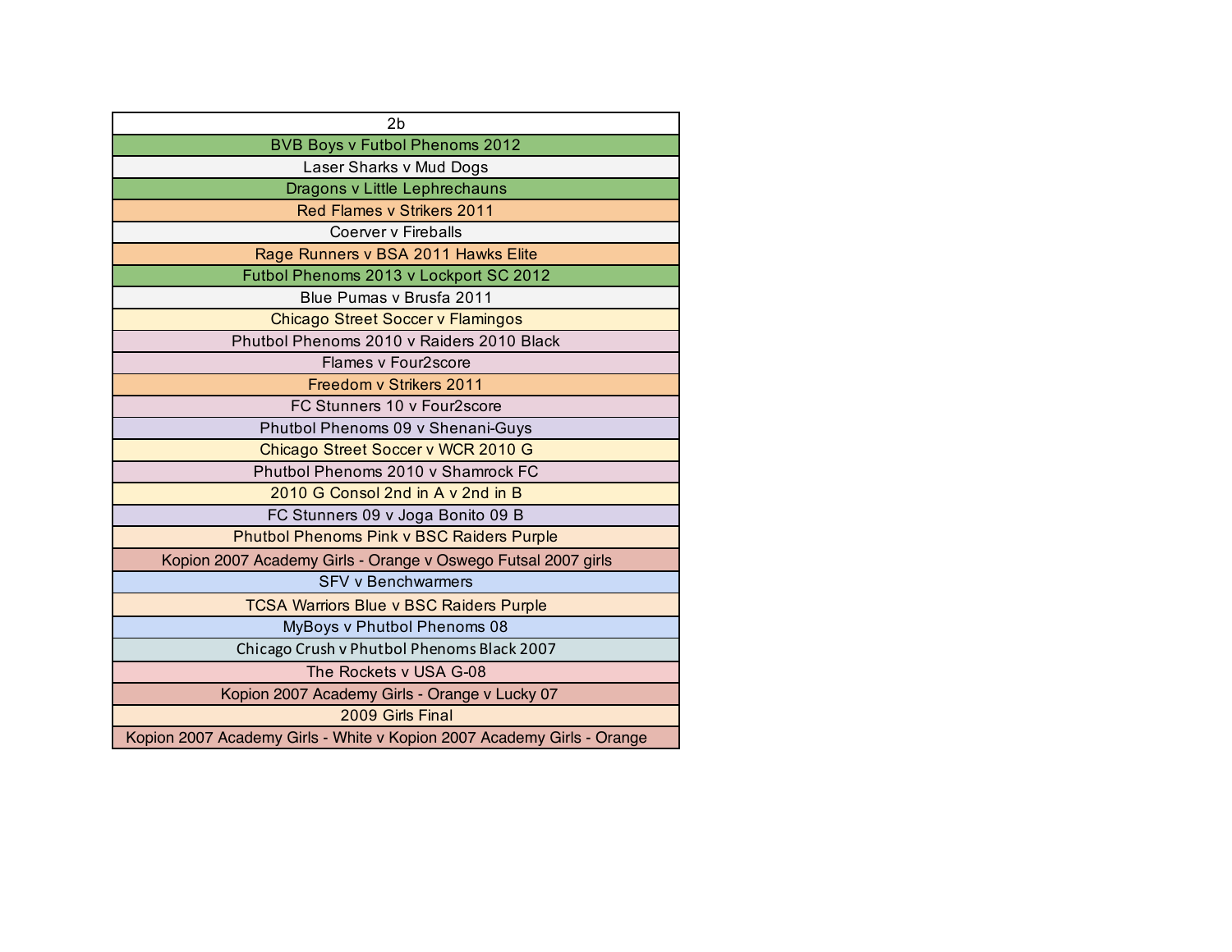| 2b |
| --- |
| BVB Boys v Futbol Phenoms 2012 |
| Laser Sharks v Mud Dogs |
| Dragons v Little Lephrechauns |
| Red Flames v Strikers 2011 |
| Coerver v Fireballs |
| Rage Runners v BSA 2011 Hawks Elite |
| Futbol Phenoms 2013 v Lockport SC 2012 |
| Blue Pumas v Brusfa 2011 |
| Chicago Street Soccer v Flamingos |
| Phutbol Phenoms 2010 v Raiders 2010 Black |
| Flames v Four2score |
| Freedom v Strikers 2011 |
| FC Stunners 10 v Four2score |
| Phutbol Phenoms 09 v Shenani-Guys |
| Chicago Street Soccer v WCR 2010 G |
| Phutbol Phenoms 2010 v Shamrock FC |
| 2010 G Consol 2nd in A v 2nd in B |
| FC Stunners 09 v Joga Bonito 09 B |
| Phutbol Phenoms Pink v BSC Raiders Purple |
| Kopion 2007 Academy Girls - Orange v Oswego Futsal 2007 girls |
| SFV v Benchwarmers |
| TCSA Warriors Blue v BSC Raiders Purple |
| MyBoys v Phutbol Phenoms 08 |
| Chicago Crush v Phutbol Phenoms Black 2007 |
| The Rockets v USA G-08 |
| Kopion 2007 Academy Girls - Orange v Lucky 07 |
| 2009 Girls Final |
| Kopion 2007 Academy Girls - White v Kopion 2007 Academy Girls - Orange |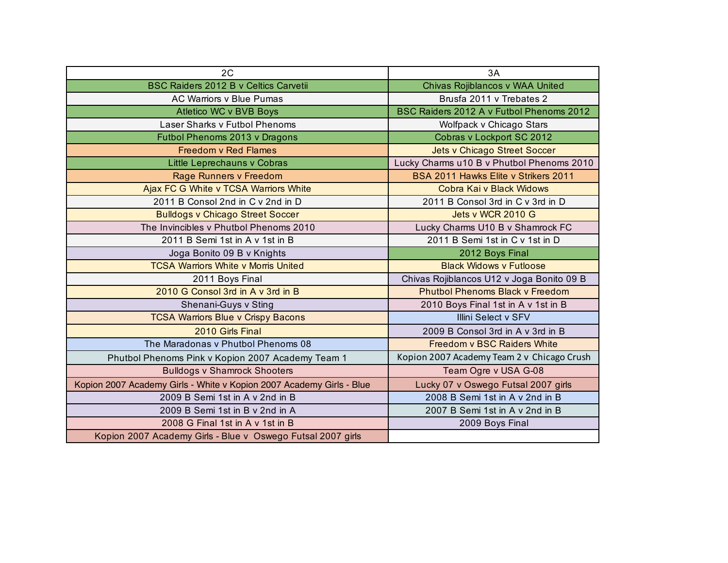| 2C | 3A |
|---|---|
| BSC Raiders 2012 B v Celtics Carvetii | Chivas Rojiblancos v WAA United |
| AC Warriors v Blue Pumas | Brusfa 2011 v Trebates 2 |
| Atletico WC v BVB Boys | BSC Raiders 2012 A v Futbol Phenoms 2012 |
| Laser Sharks v Futbol Phenoms | Wolfpack v Chicago Stars |
| Futbol Phenoms 2013 v Dragons | Cobras v Lockport SC 2012 |
| Freedom v Red Flames | Jets v Chicago Street Soccer |
| Little Leprechauns v Cobras | Lucky Charms u10 B v Phutbol Phenoms 2010 |
| Rage Runners v Freedom | BSA 2011 Hawks Elite v Strikers 2011 |
| Ajax FC G White v TCSA Warriors White | Cobra Kai v Black Widows |
| 2011 B Consol 2nd in C v 2nd in D | 2011 B Consol 3rd in C v 3rd in D |
| Bulldogs v Chicago Street Soccer | Jets v WCR 2010 G |
| The Invincibles v Phutbol Phenoms 2010 | Lucky Charms U10 B v Shamrock FC |
| 2011 B Semi 1st in A v 1st in B | 2011 B Semi 1st in C v 1st in D |
| Joga Bonito 09 B v Knights | 2012 Boys Final |
| TCSA Warriors White v Morris United | Black Widows v Futloose |
| 2011 Boys Final | Chivas Rojiblancos U12 v Joga Bonito 09 B |
| 2010 G Consol 3rd in A v 3rd in B | Phutbol Phenoms Black v Freedom |
| Shenani-Guys v Sting | 2010 Boys Final 1st in A v 1st in B |
| TCSA Warriors Blue v Crispy Bacons | Illini Select v SFV |
| 2010 Girls Final | 2009 B Consol 3rd in A v 3rd in B |
| The Maradonas v Phutbol Phenoms 08 | Freedom v BSC Raiders White |
| Phutbol Phenoms Pink v Kopion 2007 Academy Team 1 | Kopion 2007 Academy Team 2 v Chicago Crush |
| Bulldogs v Shamrock Shooters | Team Ogre v USA G-08 |
| Kopion 2007 Academy Girls - White v Kopion 2007 Academy Girls - Blue | Lucky 07 v Oswego Futsal 2007 girls |
| 2009 B Semi 1st in A v 2nd in B | 2008 B Semi 1st in A v 2nd in B |
| 2009 B Semi 1st in B v 2nd in A | 2007 B Semi 1st in A v 2nd in B |
| 2008 G Final 1st in A v 1st in B | 2009 Boys Final |
| Kopion 2007 Academy Girls - Blue v Oswego Futsal 2007 girls | |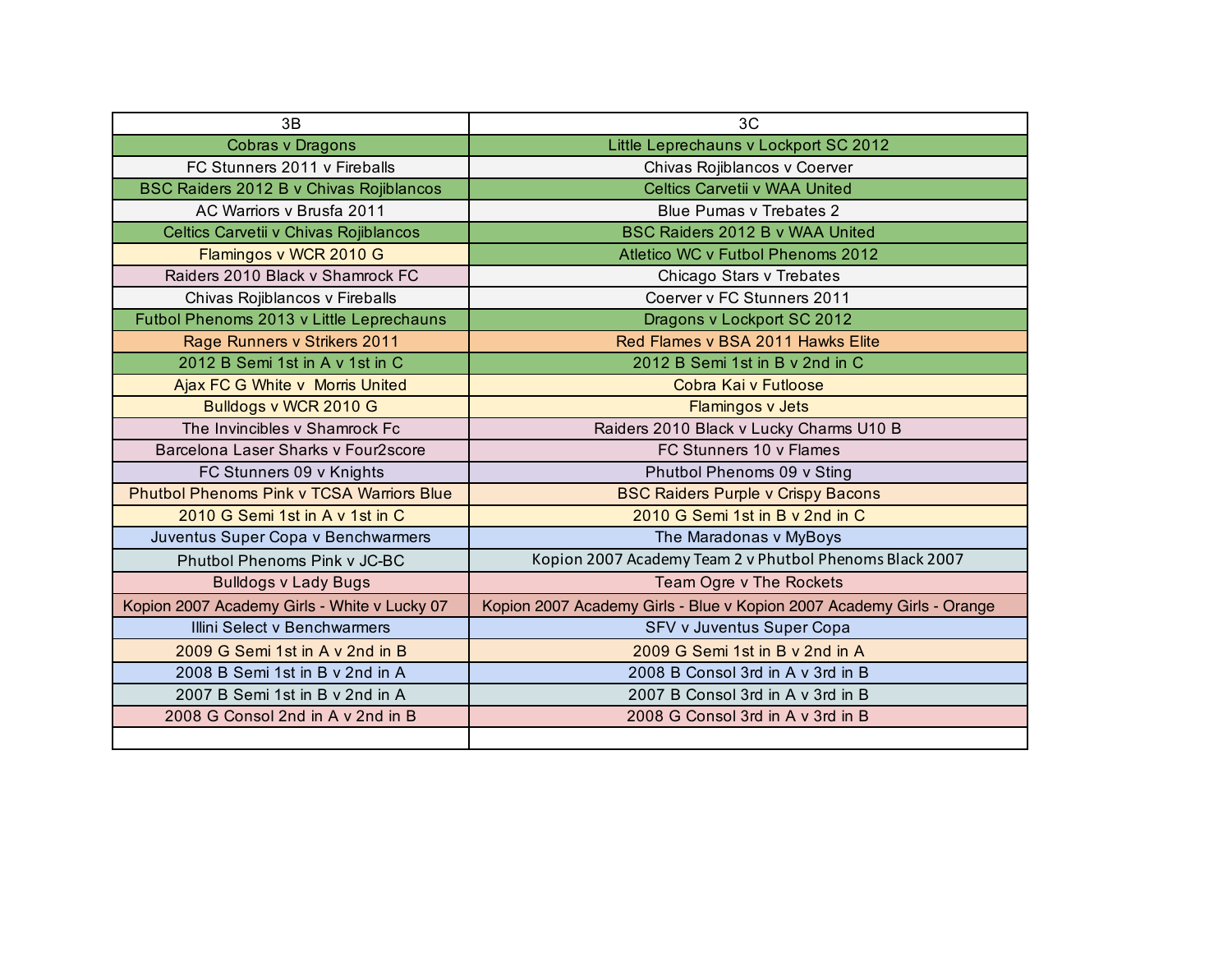| 3B | 3C |
|---|---|
| Cobras v Dragons | Little Leprechauns v Lockport SC 2012 |
| FC Stunners 2011 v Fireballs | Chivas Rojiblancos v Coerver |
| BSC Raiders 2012 B v Chivas Rojiblancos | Celtics Carvetii v WAA United |
| AC Warriors v Brusfa 2011 | Blue Pumas v Trebates 2 |
| Celtics Carvetii v Chivas Rojiblancos | BSC Raiders 2012 B v WAA United |
| Flamingos v WCR 2010 G | Atletico WC v Futbol Phenoms 2012 |
| Raiders 2010 Black v Shamrock FC | Chicago Stars v Trebates |
| Chivas Rojiblancos v Fireballs | Coerver v FC Stunners 2011 |
| Futbol Phenoms 2013 v Little Leprechauns | Dragons v Lockport SC 2012 |
| Rage Runners v Strikers 2011 | Red Flames v BSA 2011 Hawks Elite |
| 2012 B Semi 1st in A v 1st in C | 2012 B Semi 1st in B v 2nd in C |
| Ajax FC G White v Morris United | Cobra Kai v Futloose |
| Bulldogs v WCR 2010 G | Flamingos v Jets |
| The Invincibles v Shamrock Fc | Raiders 2010 Black v Lucky Charms U10 B |
| Barcelona Laser Sharks v Four2score | FC Stunners 10 v Flames |
| FC Stunners 09 v Knights | Phutbol Phenoms 09 v Sting |
| Phutbol Phenoms Pink v TCSA Warriors Blue | BSC Raiders Purple v Crispy Bacons |
| 2010 G Semi 1st in A v 1st in C | 2010 G Semi 1st in B v 2nd in C |
| Juventus Super Copa v Benchwarmers | The Maradonas v MyBoys |
| Phutbol Phenoms Pink v JC-BC | Kopion 2007 Academy Team 2 v Phutbol Phenoms Black 2007 |
| Bulldogs v Lady Bugs | Team Ogre v The Rockets |
| Kopion 2007 Academy Girls - White v Lucky 07 | Kopion 2007 Academy Girls - Blue v Kopion 2007 Academy Girls - Orange |
| Illini Select v Benchwarmers | SFV v Juventus Super Copa |
| 2009 G Semi 1st in A v 2nd in B | 2009 G Semi 1st in B v 2nd in A |
| 2008 B Semi 1st in B v 2nd in A | 2008 B Consol 3rd in A v 3rd in B |
| 2007 B Semi 1st in B v 2nd in A | 2007 B Consol 3rd in A v 3rd in B |
| 2008 G Consol 2nd in A v 2nd in B | 2008 G Consol 3rd in A v 3rd in B |
| | |